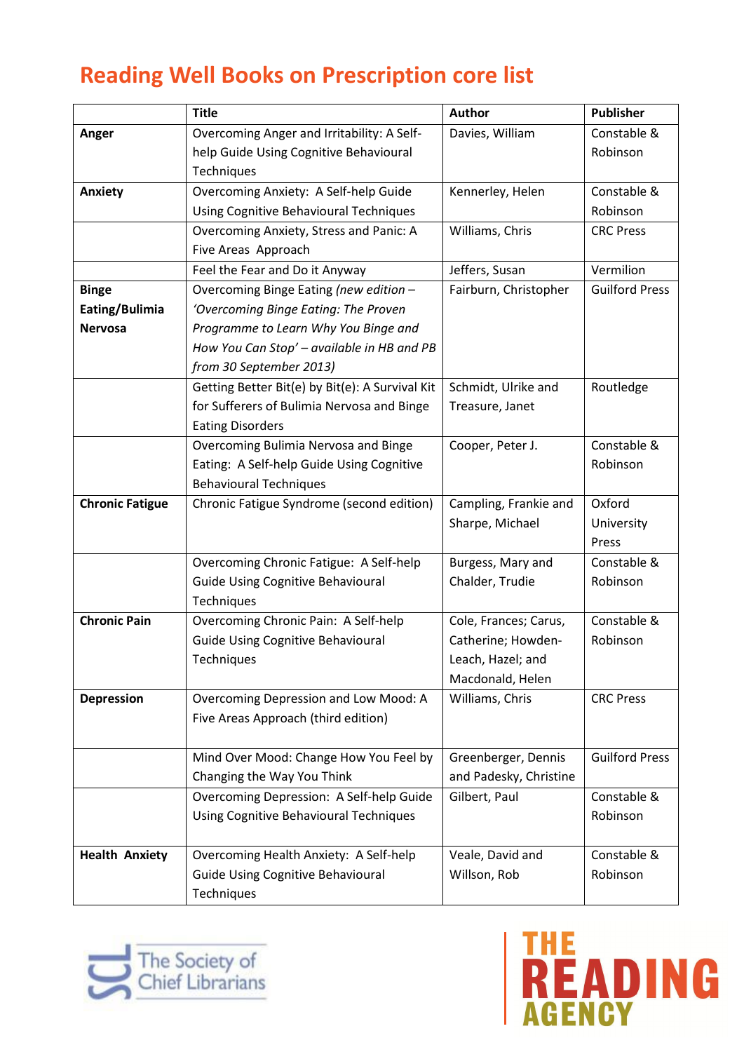# Reading Well Books on Prescription core list

| | Title | Author | Publisher |
|---|---|---|---|
| **Anger** | Overcoming Anger and Irritability: A Self-help Guide Using Cognitive Behavioural Techniques | Davies, William | Constable & Robinson |
| **Anxiety** | Overcoming Anxiety: A Self-help Guide Using Cognitive Behavioural Techniques | Kennerley, Helen | Constable & Robinson |
| | Overcoming Anxiety, Stress and Panic: A Five Areas Approach | Williams, Chris | CRC Press |
| | Feel the Fear and Do it Anyway | Jeffers, Susan | Vermilion |
| **Binge Eating/Bulimia Nervosa** | Overcoming Binge Eating *(new edition – 'Overcoming Binge Eating: The Proven Programme to Learn Why You Binge and How You Can Stop' – available in HB and PB from 30 September 2013)* | Fairburn, Christopher | Guilford Press |
| | Getting Better Bit(e) by Bit(e): A Survival Kit for Sufferers of Bulimia Nervosa and Binge Eating Disorders | Schmidt, Ulrike and Treasure, Janet | Routledge |
| | Overcoming Bulimia Nervosa and Binge Eating: A Self-help Guide Using Cognitive Behavioural Techniques | Cooper, Peter J. | Constable & Robinson |
| **Chronic Fatigue** | Chronic Fatigue Syndrome (second edition) | Campling, Frankie and Sharpe, Michael | Oxford University Press |
| | Overcoming Chronic Fatigue: A Self-help Guide Using Cognitive Behavioural Techniques | Burgess, Mary and Chalder, Trudie | Constable & Robinson |
| **Chronic Pain** | Overcoming Chronic Pain: A Self-help Guide Using Cognitive Behavioural Techniques | Cole, Frances; Carus, Catherine; Howden-Leach, Hazel; and Macdonald, Helen | Constable & Robinson |
| **Depression** | Overcoming Depression and Low Mood: A Five Areas Approach (third edition) | Williams, Chris | CRC Press |
| | Mind Over Mood: Change How You Feel by Changing the Way You Think | Greenberger, Dennis and Padesky, Christine | Guilford Press |
| | Overcoming Depression: A Self-help Guide Using Cognitive Behavioural Techniques | Gilbert, Paul | Constable & Robinson |
| **Health Anxiety** | Overcoming Health Anxiety: A Self-help Guide Using Cognitive Behavioural Techniques | Veale, David and Willson, Rob | Constable & Robinson |

The Society of Chief Librarians

THE READING AGENCY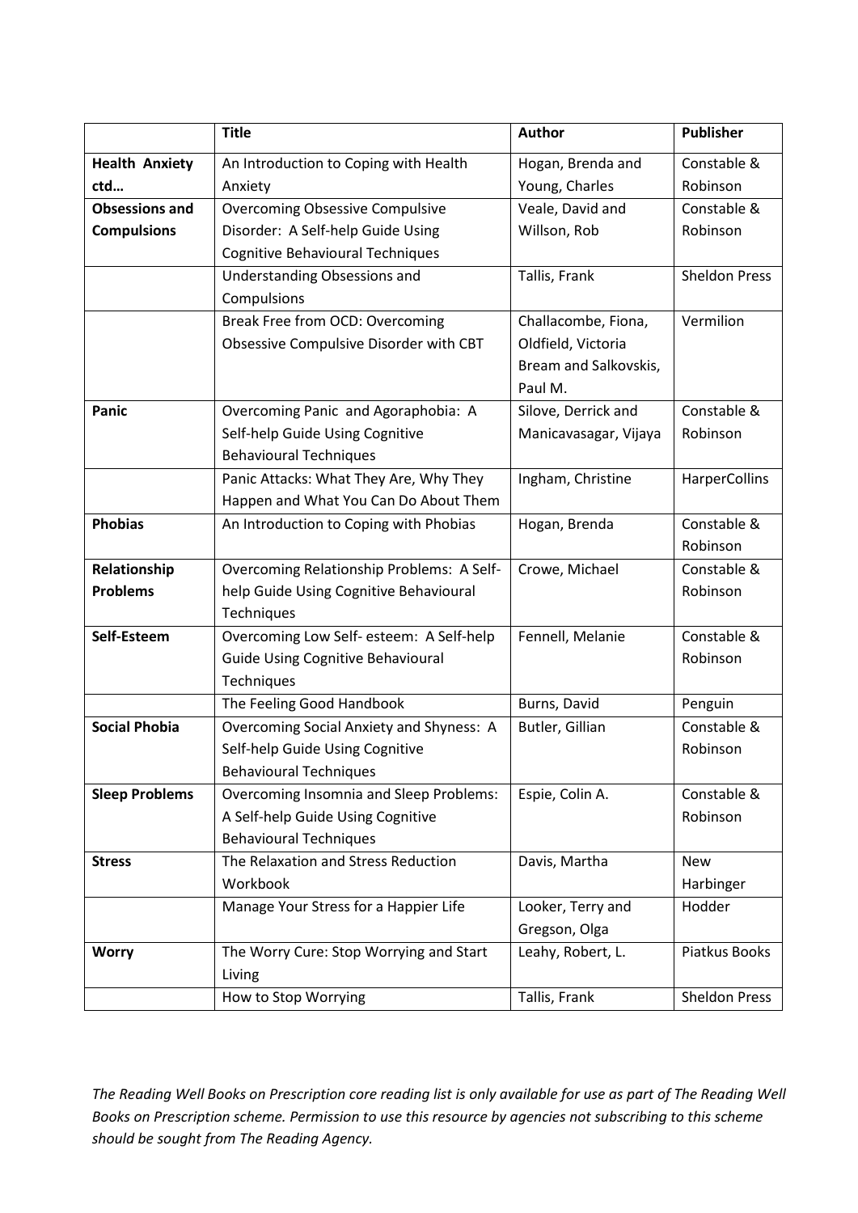| | Title | Author | Publisher |
|---|---|---|---|
| **Health Anxiety ctd…** | An Introduction to Coping with Health Anxiety | Hogan, Brenda and Young, Charles | Constable & Robinson |
| **Obsessions and Compulsions** | Overcoming Obsessive Compulsive Disorder: A Self-help Guide Using Cognitive Behavioural Techniques | Veale, David and Willson, Rob | Constable & Robinson |
| | Understanding Obsessions and Compulsions | Tallis, Frank | Sheldon Press |
| | Break Free from OCD: Overcoming Obsessive Compulsive Disorder with CBT | Challacombe, Fiona, Oldfield, Victoria Bream and Salkovskis, Paul M. | Vermilion |
| **Panic** | Overcoming Panic and Agoraphobia: A Self-help Guide Using Cognitive Behavioural Techniques | Silove, Derrick and Manicavasagar, Vijaya | Constable & Robinson |
| | Panic Attacks: What They Are, Why They Happen and What You Can Do About Them | Ingham, Christine | HarperCollins |
| **Phobias** | An Introduction to Coping with Phobias | Hogan, Brenda | Constable & Robinson |
| **Relationship Problems** | Overcoming Relationship Problems: A Self-help Guide Using Cognitive Behavioural Techniques | Crowe, Michael | Constable & Robinson |
| **Self-Esteem** | Overcoming Low Self- esteem: A Self-help Guide Using Cognitive Behavioural Techniques | Fennell, Melanie | Constable & Robinson |
| | The Feeling Good Handbook | Burns, David | Penguin |
| **Social Phobia** | Overcoming Social Anxiety and Shyness: A Self-help Guide Using Cognitive Behavioural Techniques | Butler, Gillian | Constable & Robinson |
| **Sleep Problems** | Overcoming Insomnia and Sleep Problems: A Self-help Guide Using Cognitive Behavioural Techniques | Espie, Colin A. | Constable & Robinson |
| **Stress** | The Relaxation and Stress Reduction Workbook | Davis, Martha | New Harbinger |
| | Manage Your Stress for a Happier Life | Looker, Terry and Gregson, Olga | Hodder |
| **Worry** | The Worry Cure: Stop Worrying and Start Living | Leahy, Robert, L. | Piatkus Books |
| | How to Stop Worrying | Tallis, Frank | Sheldon Press |

*The Reading Well Books on Prescription core reading list is only available for use as part of The Reading Well Books on Prescription scheme. Permission to use this resource by agencies not subscribing to this scheme should be sought from The Reading Agency.*